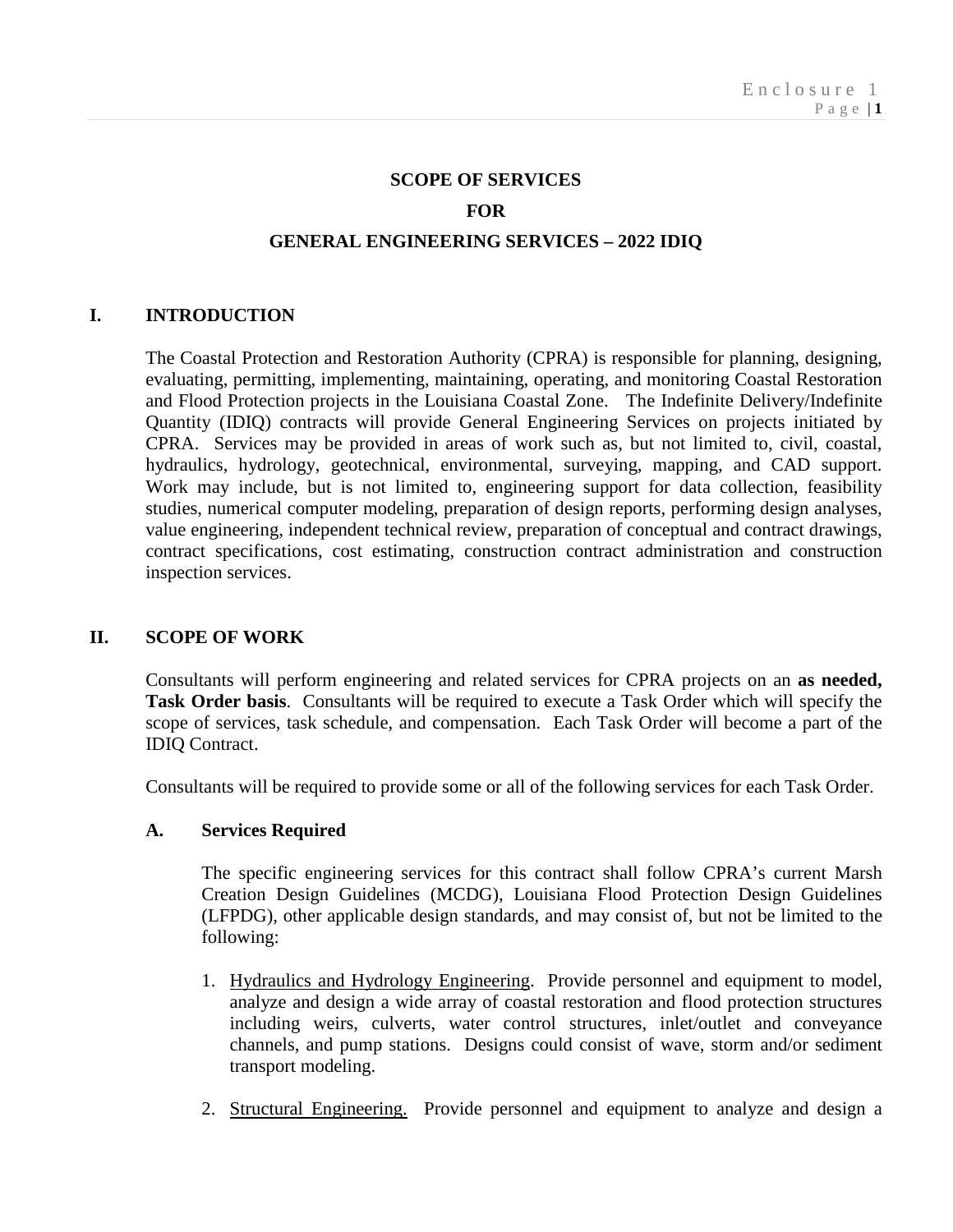# SCOPE OF SERVICES

# FOR

# GENERAL ENGINEERING SERVICES – 2022 IDIQ

## I. INTRODUCTION

The Coastal Protection and Restoration Authority (CPRA) is responsible for planning, designing, evaluating, permitting, implementing, maintaining, operating, and monitoring Coastal Restoration and Flood Protection projects in the Louisiana Coastal Zone. The Indefinite Delivery/Indefinite Quantity (IDIQ) contracts will provide General Engineering Services on projects initiated by CPRA. Services may be provided in areas of work such as, but not limited to, civil, coastal, hydraulics, hydrology, geotechnical, environmental, surveying, mapping, and CAD support. Work may include, but is not limited to, engineering support for data collection, feasibility studies, numerical computer modeling, preparation of design reports, performing design analyses, value engineering, independent technical review, preparation of conceptual and contract drawings, contract specifications, cost estimating, construction contract administration and construction inspection services.

## II. SCOPE OF WORK

Consultants will perform engineering and related services for CPRA projects on an **as needed, Task Order basis**. Consultants will be required to execute a Task Order which will specify the scope of services, task schedule, and compensation. Each Task Order will become a part of the IDIQ Contract.

Consultants will be required to provide some or all of the following services for each Task Order.

### A. Services Required

The specific engineering services for this contract shall follow CPRA's current Marsh Creation Design Guidelines (MCDG), Louisiana Flood Protection Design Guidelines (LFPDG), other applicable design standards, and may consist of, but not be limited to the following:

1. Hydraulics and Hydrology Engineering. Provide personnel and equipment to model, analyze and design a wide array of coastal restoration and flood protection structures including weirs, culverts, water control structures, inlet/outlet and conveyance channels, and pump stations. Designs could consist of wave, storm and/or sediment transport modeling.

2. Structural Engineering. Provide personnel and equipment to analyze and design a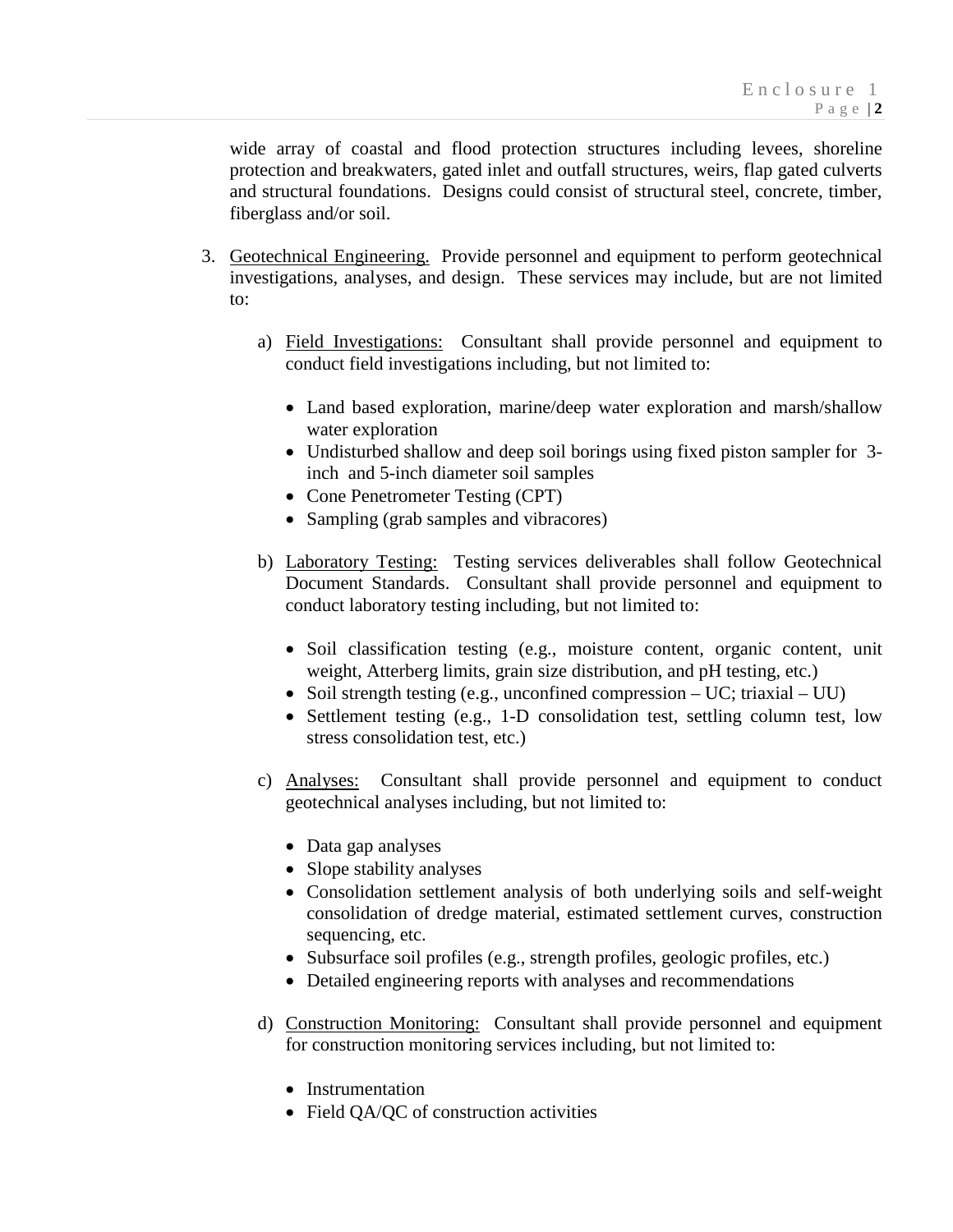wide array of coastal and flood protection structures including levees, shoreline protection and breakwaters, gated inlet and outfall structures, weirs, flap gated culverts and structural foundations. Designs could consist of structural steel, concrete, timber, fiberglass and/or soil.

3. <u>Geotechnical Engineering.</u> Provide personnel and equipment to perform geotechnical investigations, analyses, and design. These services may include, but are not limited to:

   a) <u>Field Investigations:</u> Consultant shall provide personnel and equipment to conduct field investigations including, but not limited to:

      - Land based exploration, marine/deep water exploration and marsh/shallow water exploration
      - Undisturbed shallow and deep soil borings using fixed piston sampler for 3-inch and 5-inch diameter soil samples
      - Cone Penetrometer Testing (CPT)
      - Sampling (grab samples and vibracores)

   b) <u>Laboratory Testing:</u> Testing services deliverables shall follow Geotechnical Document Standards. Consultant shall provide personnel and equipment to conduct laboratory testing including, but not limited to:

      - Soil classification testing (e.g., moisture content, organic content, unit weight, Atterberg limits, grain size distribution, and pH testing, etc.)
      - Soil strength testing (e.g., unconfined compression – UC; triaxial – UU)
      - Settlement testing (e.g., 1-D consolidation test, settling column test, low stress consolidation test, etc.)

   c) <u>Analyses:</u> Consultant shall provide personnel and equipment to conduct geotechnical analyses including, but not limited to:

      - Data gap analyses
      - Slope stability analyses
      - Consolidation settlement analysis of both underlying soils and self-weight consolidation of dredge material, estimated settlement curves, construction sequencing, etc.
      - Subsurface soil profiles (e.g., strength profiles, geologic profiles, etc.)
      - Detailed engineering reports with analyses and recommendations

   d) <u>Construction Monitoring:</u> Consultant shall provide personnel and equipment for construction monitoring services including, but not limited to:

      - Instrumentation
      - Field QA/QC of construction activities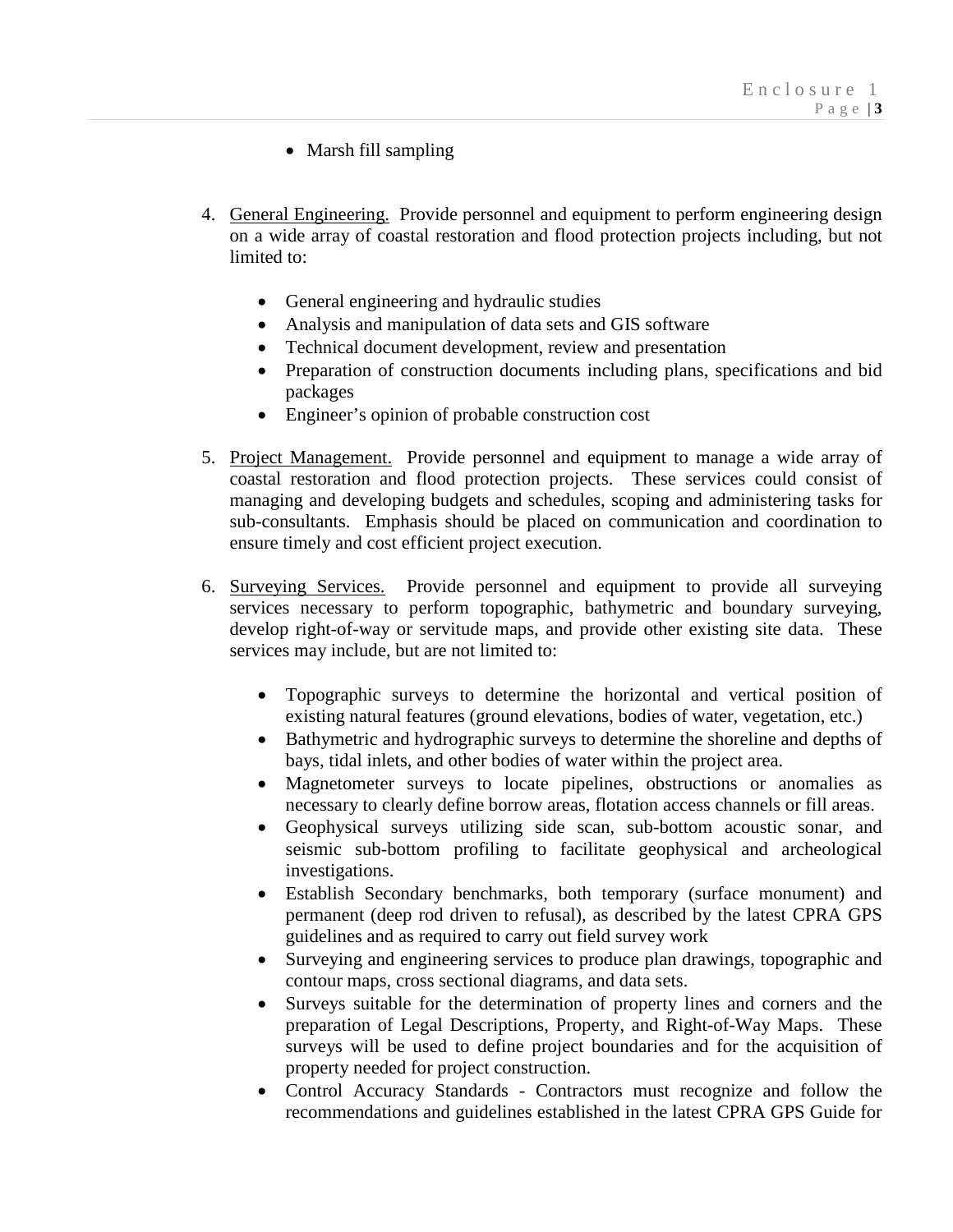- Marsh fill sampling

4. <u>General Engineering.</u> Provide personnel and equipment to perform engineering design on a wide array of coastal restoration and flood protection projects including, but not limited to:

   - General engineering and hydraulic studies
   - Analysis and manipulation of data sets and GIS software
   - Technical document development, review and presentation
   - Preparation of construction documents including plans, specifications and bid packages
   - Engineer's opinion of probable construction cost

5. <u>Project Management.</u> Provide personnel and equipment to manage a wide array of coastal restoration and flood protection projects. These services could consist of managing and developing budgets and schedules, scoping and administering tasks for sub-consultants. Emphasis should be placed on communication and coordination to ensure timely and cost efficient project execution.

6. <u>Surveying Services.</u> Provide personnel and equipment to provide all surveying services necessary to perform topographic, bathymetric and boundary surveying, develop right-of-way or servitude maps, and provide other existing site data. These services may include, but are not limited to:

   - Topographic surveys to determine the horizontal and vertical position of existing natural features (ground elevations, bodies of water, vegetation, etc.)
   - Bathymetric and hydrographic surveys to determine the shoreline and depths of bays, tidal inlets, and other bodies of water within the project area.
   - Magnetometer surveys to locate pipelines, obstructions or anomalies as necessary to clearly define borrow areas, flotation access channels or fill areas.
   - Geophysical surveys utilizing side scan, sub-bottom acoustic sonar, and seismic sub-bottom profiling to facilitate geophysical and archeological investigations.
   - Establish Secondary benchmarks, both temporary (surface monument) and permanent (deep rod driven to refusal), as described by the latest CPRA GPS guidelines and as required to carry out field survey work
   - Surveying and engineering services to produce plan drawings, topographic and contour maps, cross sectional diagrams, and data sets.
   - Surveys suitable for the determination of property lines and corners and the preparation of Legal Descriptions, Property, and Right-of-Way Maps. These surveys will be used to define project boundaries and for the acquisition of property needed for project construction.
   - Control Accuracy Standards - Contractors must recognize and follow the recommendations and guidelines established in the latest CPRA GPS Guide for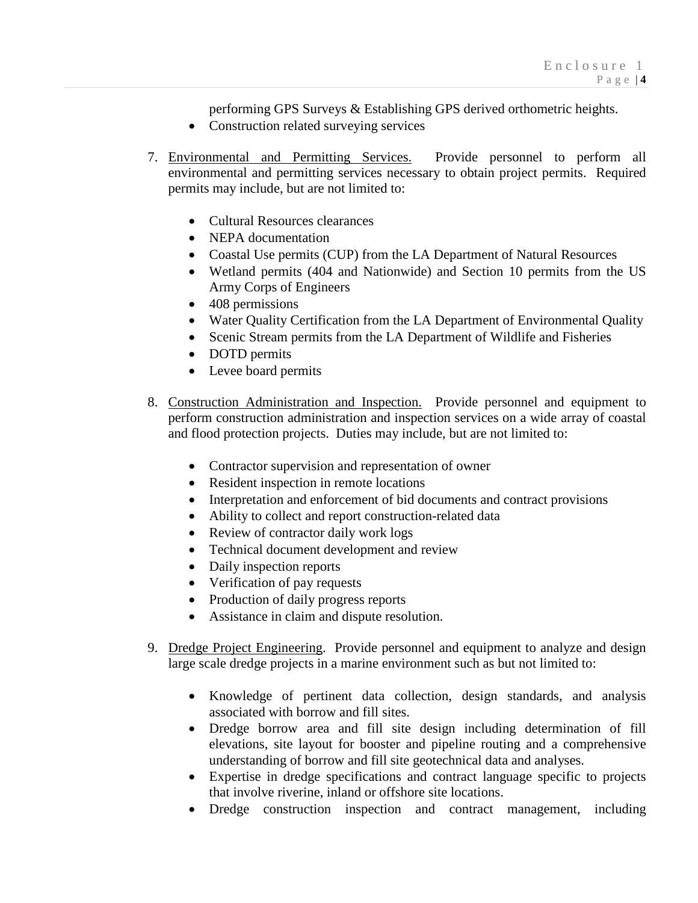performing GPS Surveys & Establishing GPS derived orthometric heights.
- Construction related surveying services

7. Environmental and Permitting Services. Provide personnel to perform all environmental and permitting services necessary to obtain project permits. Required permits may include, but are not limited to:

    - Cultural Resources clearances
    - NEPA documentation
    - Coastal Use permits (CUP) from the LA Department of Natural Resources
    - Wetland permits (404 and Nationwide) and Section 10 permits from the US Army Corps of Engineers
    - 408 permissions
    - Water Quality Certification from the LA Department of Environmental Quality
    - Scenic Stream permits from the LA Department of Wildlife and Fisheries
    - DOTD permits
    - Levee board permits

8. Construction Administration and Inspection. Provide personnel and equipment to perform construction administration and inspection services on a wide array of coastal and flood protection projects. Duties may include, but are not limited to:

    - Contractor supervision and representation of owner
    - Resident inspection in remote locations
    - Interpretation and enforcement of bid documents and contract provisions
    - Ability to collect and report construction-related data
    - Review of contractor daily work logs
    - Technical document development and review
    - Daily inspection reports
    - Verification of pay requests
    - Production of daily progress reports
    - Assistance in claim and dispute resolution.

9. Dredge Project Engineering. Provide personnel and equipment to analyze and design large scale dredge projects in a marine environment such as but not limited to:

    - Knowledge of pertinent data collection, design standards, and analysis associated with borrow and fill sites.
    - Dredge borrow area and fill site design including determination of fill elevations, site layout for booster and pipeline routing and a comprehensive understanding of borrow and fill site geotechnical data and analyses.
    - Expertise in dredge specifications and contract language specific to projects that involve riverine, inland or offshore site locations.
    - Dredge construction inspection and contract management, including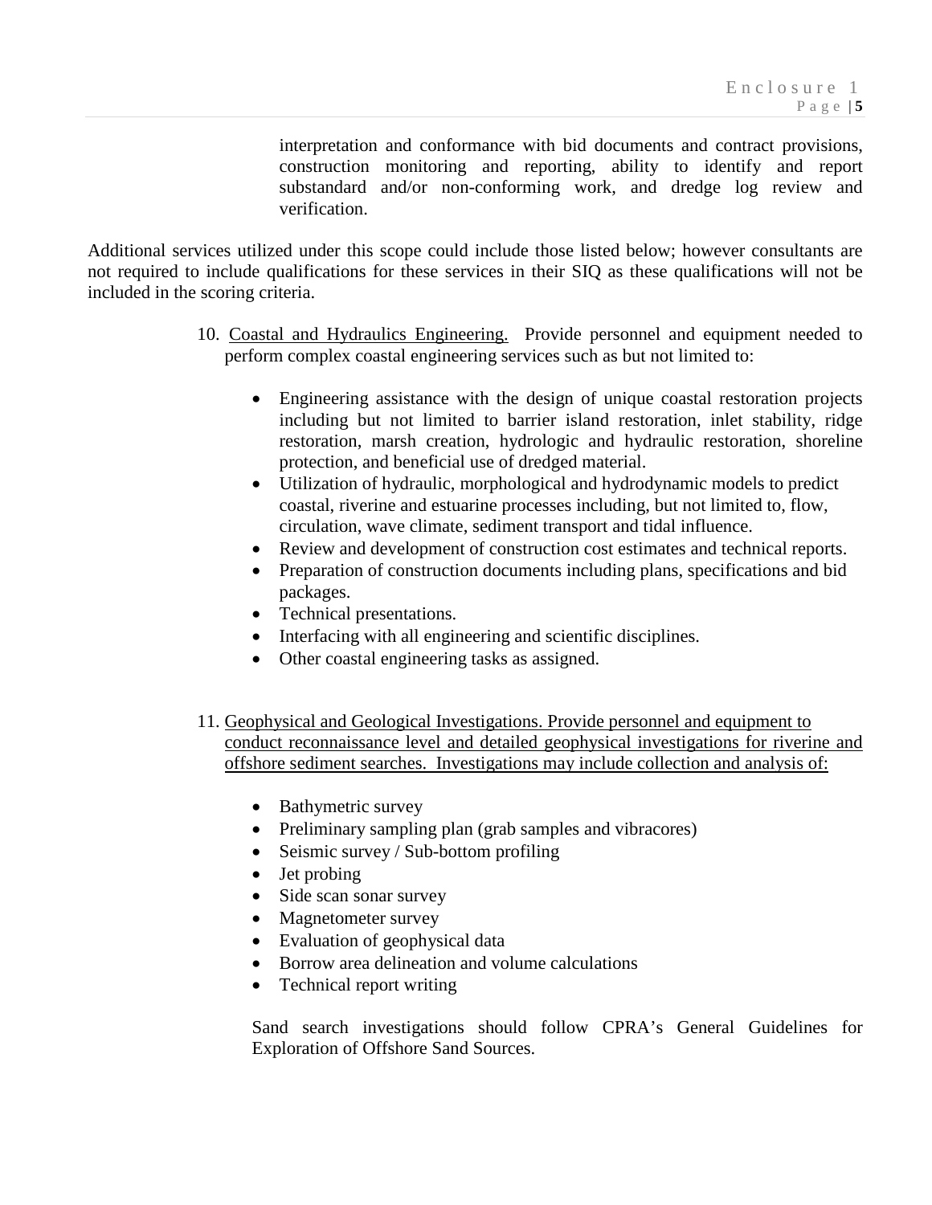interpretation and conformance with bid documents and contract provisions, construction monitoring and reporting, ability to identify and report substandard and/or non-conforming work, and dredge log review and verification.

Additional services utilized under this scope could include those listed below; however consultants are not required to include qualifications for these services in their SIQ as these qualifications will not be included in the scoring criteria.

10. Coastal and Hydraulics Engineering. Provide personnel and equipment needed to perform complex coastal engineering services such as but not limited to:

    - Engineering assistance with the design of unique coastal restoration projects including but not limited to barrier island restoration, inlet stability, ridge restoration, marsh creation, hydrologic and hydraulic restoration, shoreline protection, and beneficial use of dredged material.
    - Utilization of hydraulic, morphological and hydrodynamic models to predict coastal, riverine and estuarine processes including, but not limited to, flow, circulation, wave climate, sediment transport and tidal influence.
    - Review and development of construction cost estimates and technical reports.
    - Preparation of construction documents including plans, specifications and bid packages.
    - Technical presentations.
    - Interfacing with all engineering and scientific disciplines.
    - Other coastal engineering tasks as assigned.

11. Geophysical and Geological Investigations. Provide personnel and equipment to conduct reconnaissance level and detailed geophysical investigations for riverine and offshore sediment searches. Investigations may include collection and analysis of:

    - Bathymetric survey
    - Preliminary sampling plan (grab samples and vibracores)
    - Seismic survey / Sub-bottom profiling
    - Jet probing
    - Side scan sonar survey
    - Magnetometer survey
    - Evaluation of geophysical data
    - Borrow area delineation and volume calculations
    - Technical report writing

    Sand search investigations should follow CPRA's General Guidelines for Exploration of Offshore Sand Sources.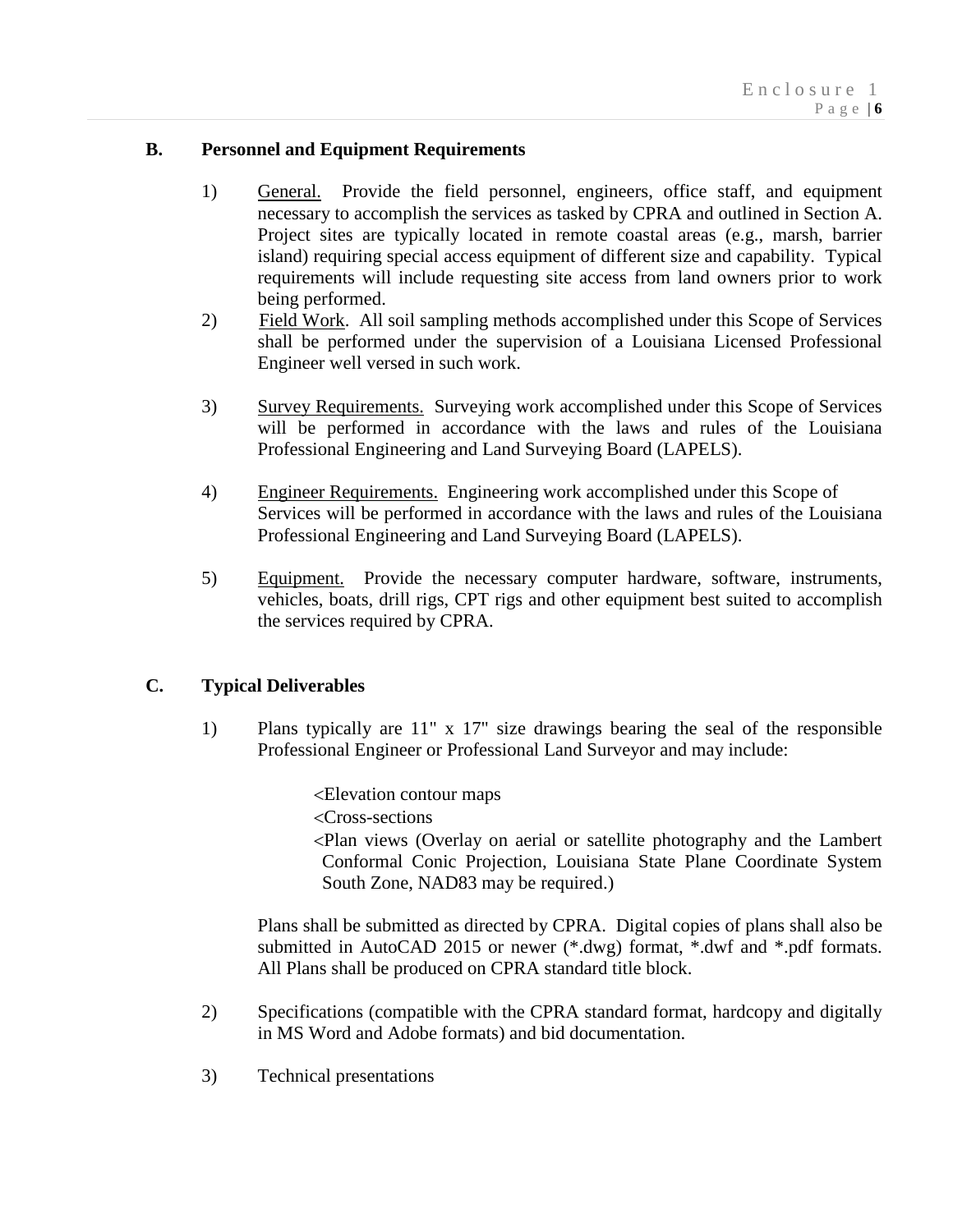### B. Personnel and Equipment Requirements

1) General. Provide the field personnel, engineers, office staff, and equipment necessary to accomplish the services as tasked by CPRA and outlined in Section A. Project sites are typically located in remote coastal areas (e.g., marsh, barrier island) requiring special access equipment of different size and capability. Typical requirements will include requesting site access from land owners prior to work being performed.

2) Field Work. All soil sampling methods accomplished under this Scope of Services shall be performed under the supervision of a Louisiana Licensed Professional Engineer well versed in such work.

3) Survey Requirements. Surveying work accomplished under this Scope of Services will be performed in accordance with the laws and rules of the Louisiana Professional Engineering and Land Surveying Board (LAPELS).

4) Engineer Requirements. Engineering work accomplished under this Scope of Services will be performed in accordance with the laws and rules of the Louisiana Professional Engineering and Land Surveying Board (LAPELS).

5) Equipment. Provide the necessary computer hardware, software, instruments, vehicles, boats, drill rigs, CPT rigs and other equipment best suited to accomplish the services required by CPRA.

### C. Typical Deliverables

1) Plans typically are 11" x 17" size drawings bearing the seal of the responsible Professional Engineer or Professional Land Surveyor and may include:

   <Elevation contour maps
   <Cross-sections
   <Plan views (Overlay on aerial or satellite photography and the Lambert Conformal Conic Projection, Louisiana State Plane Coordinate System South Zone, NAD83 may be required.)

   Plans shall be submitted as directed by CPRA. Digital copies of plans shall also be submitted in AutoCAD 2015 or newer (*.dwg) format, *.dwf and *.pdf formats. All Plans shall be produced on CPRA standard title block.

2) Specifications (compatible with the CPRA standard format, hardcopy and digitally in MS Word and Adobe formats) and bid documentation.

3) Technical presentations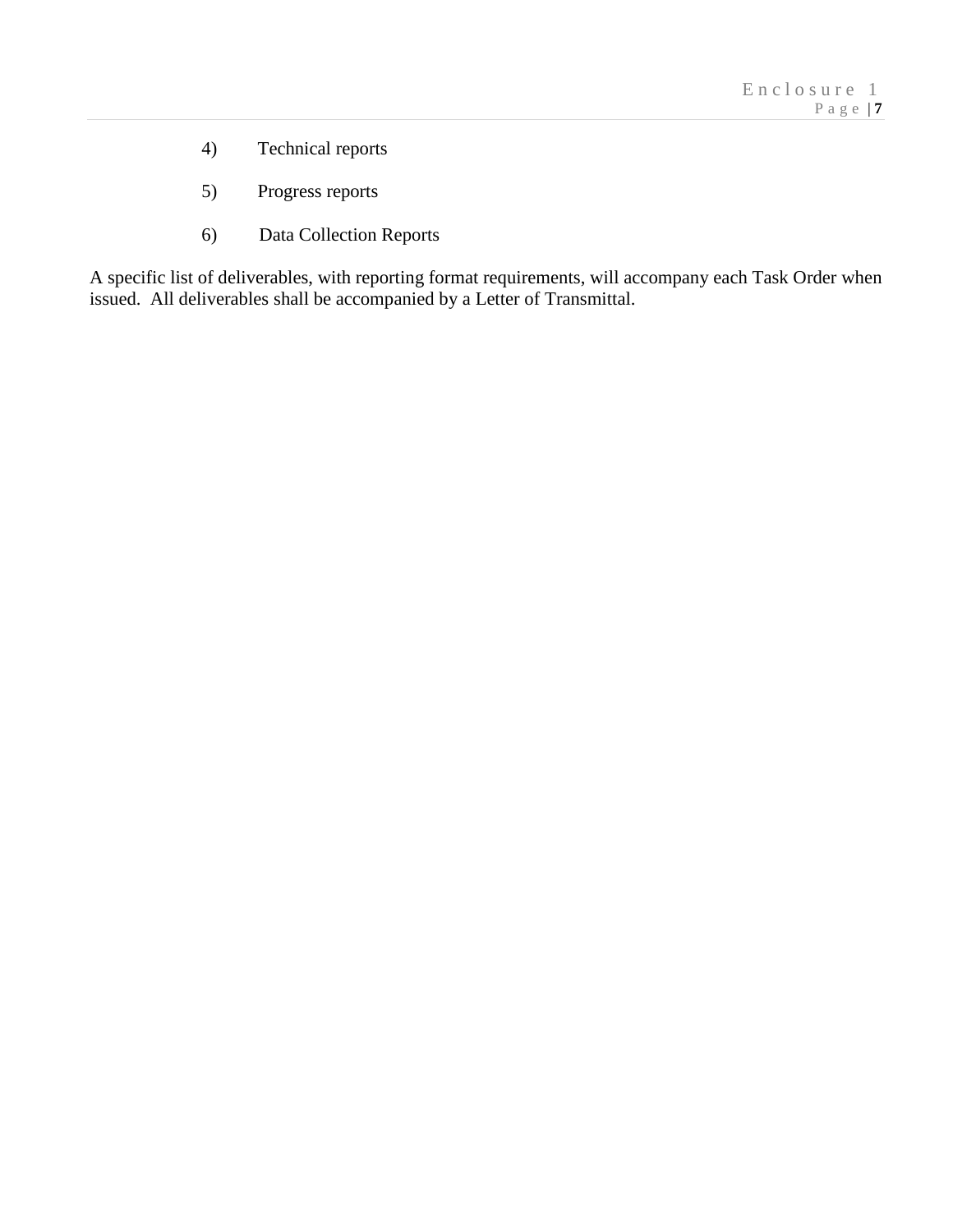4) Technical reports

5) Progress reports

6) Data Collection Reports

A specific list of deliverables, with reporting format requirements, will accompany each Task Order when issued. All deliverables shall be accompanied by a Letter of Transmittal.